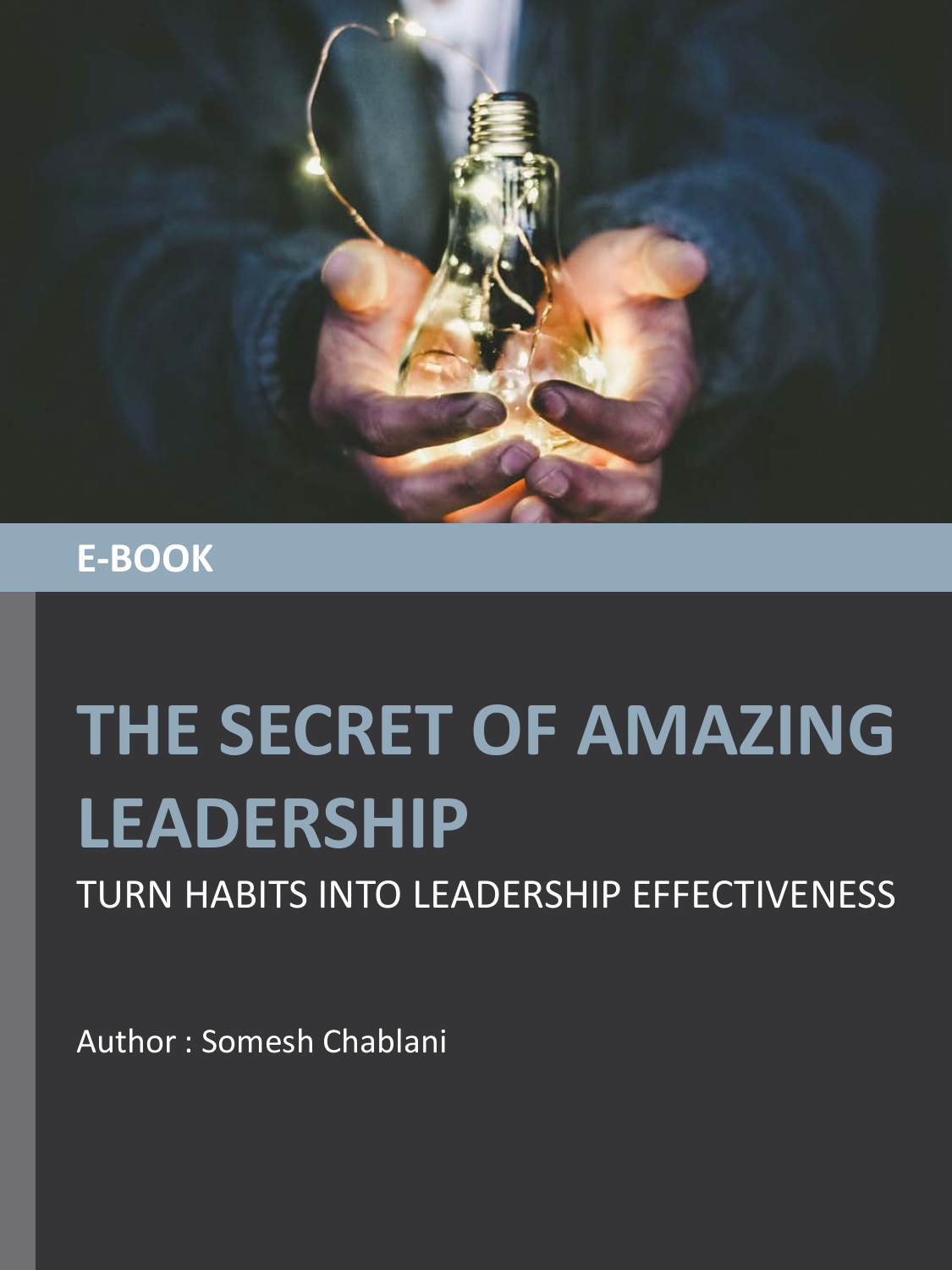E-BOOK

# THE SECRET OF AMAZING LEADERSHIP

## TURN HABITS INTO LEADERSHIP EFFECTIVENESS

Author : Somesh Chablani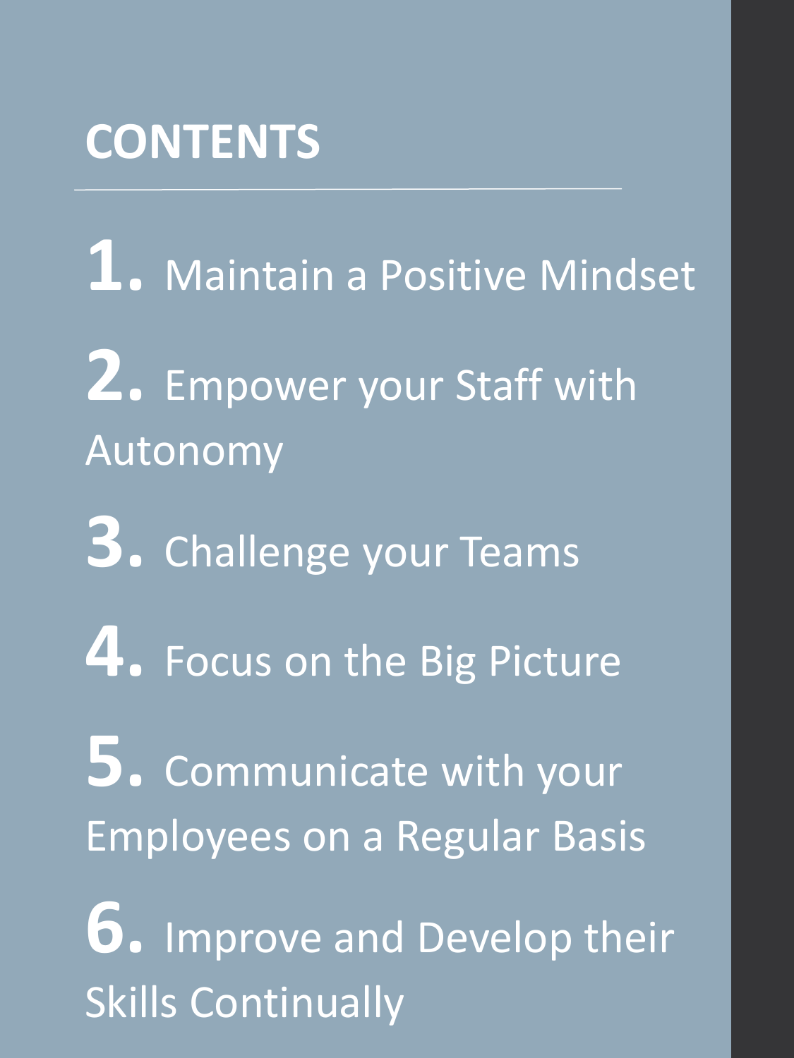# CONTENTS

1. Maintain a Positive Mindset
2. Empower your Staff with Autonomy
3. Challenge your Teams
4. Focus on the Big Picture
5. Communicate with your Employees on a Regular Basis
6. Improve and Develop their Skills Continually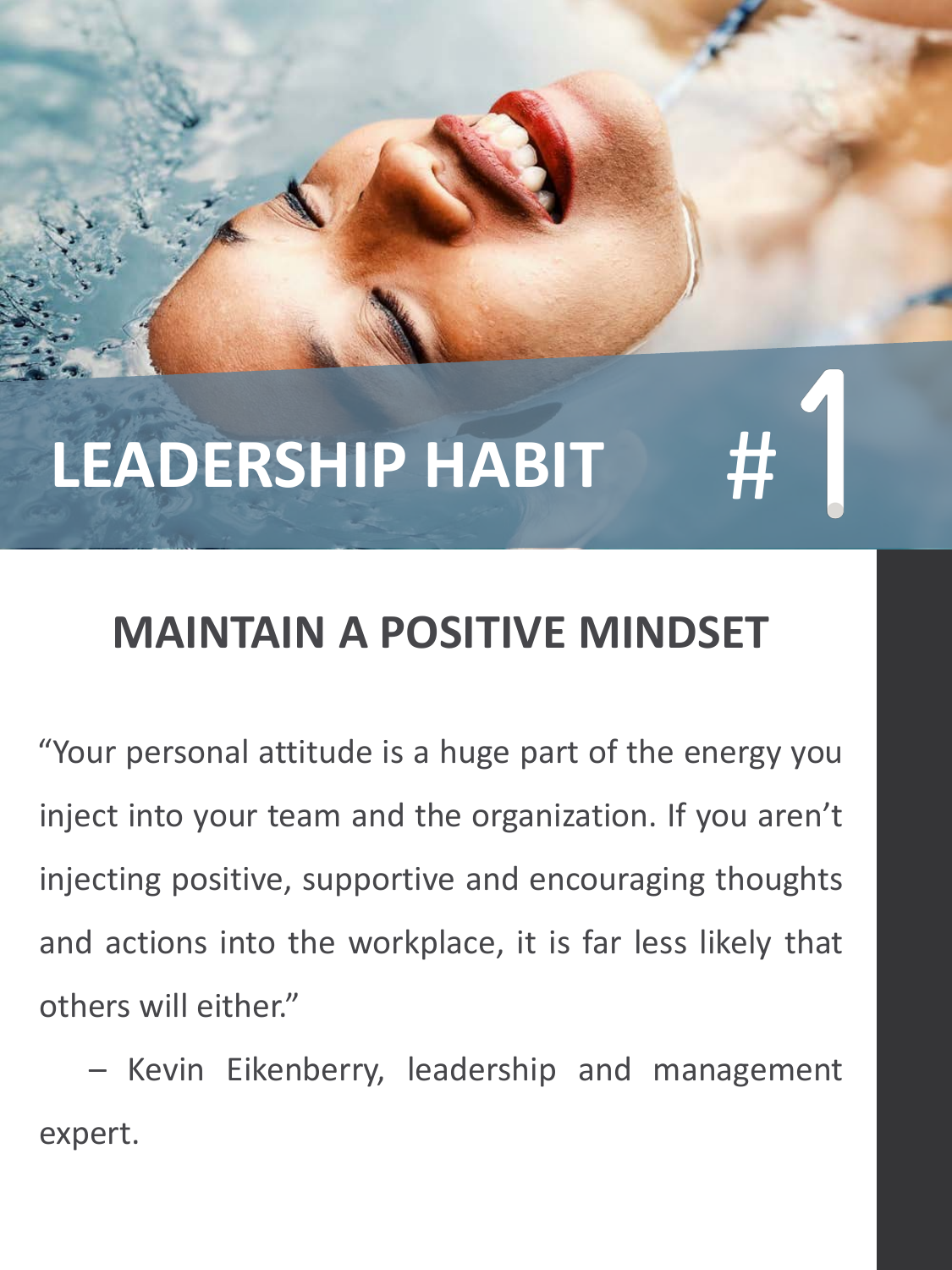# LEADERSHIP HABIT #1

## MAINTAIN A POSITIVE MINDSET

"Your personal attitude is a huge part of the energy you inject into your team and the organization. If you aren't injecting positive, supportive and encouraging thoughts and actions into the workplace, it is far less likely that others will either."

– Kevin Eikenberry, leadership and management expert.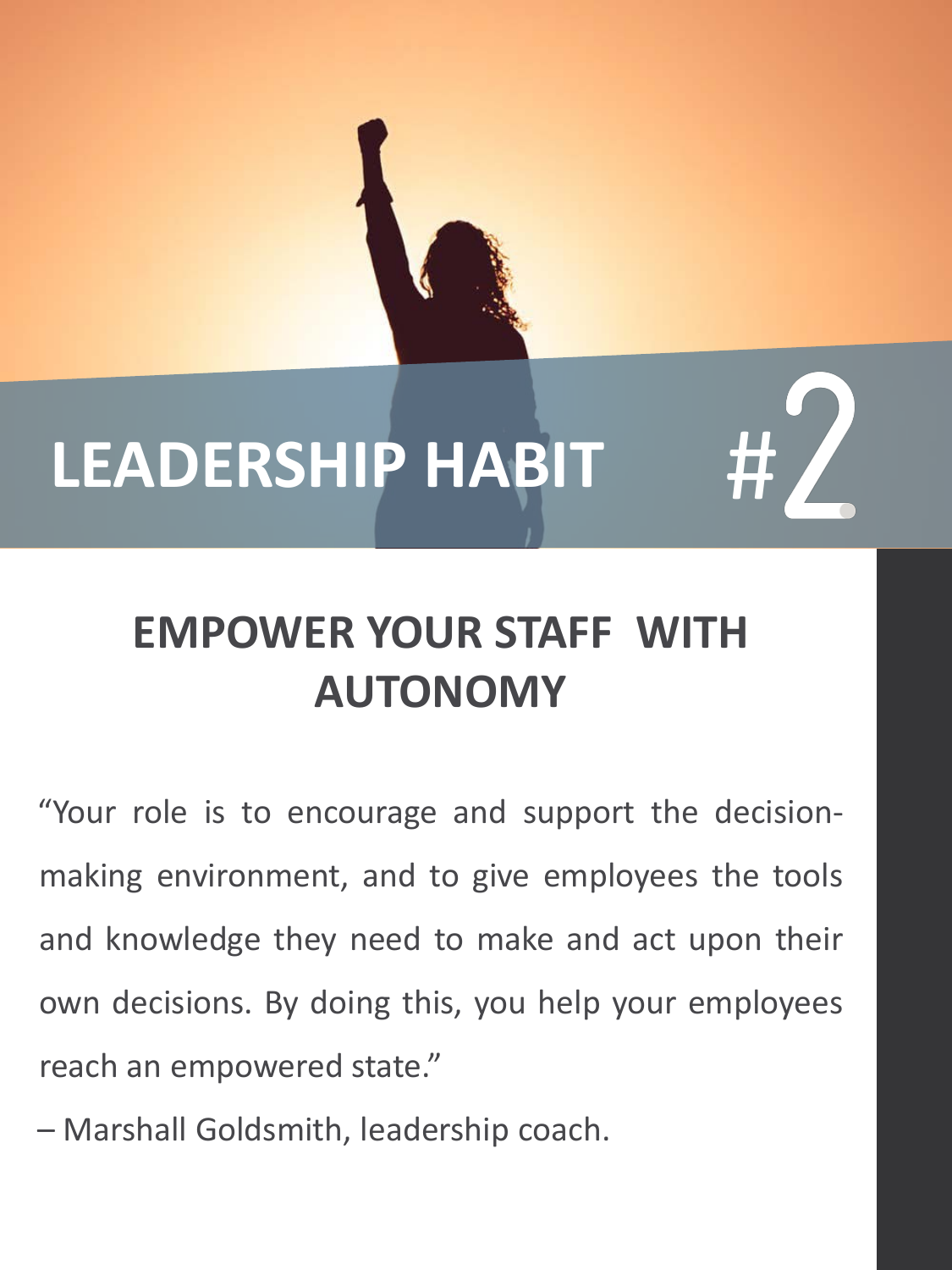# LEADERSHIP HABIT #2

## EMPOWER YOUR STAFF WITH AUTONOMY

"Your role is to encourage and support the decision-making environment, and to give employees the tools and knowledge they need to make and act upon their own decisions. By doing this, you help your employees reach an empowered state."

– Marshall Goldsmith, leadership coach.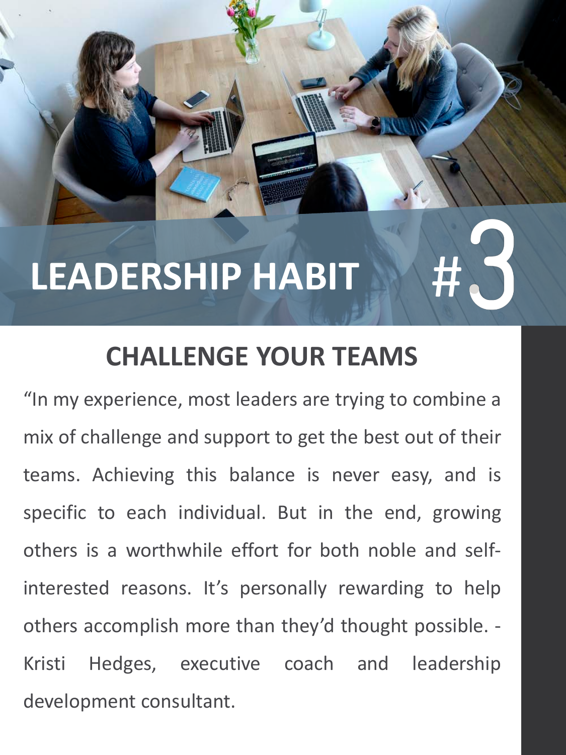# LEADERSHIP HABIT #3

## CHALLENGE YOUR TEAMS

"In my experience, most leaders are trying to combine a mix of challenge and support to get the best out of their teams. Achieving this balance is never easy, and is specific to each individual. But in the end, growing others is a worthwhile effort for both noble and self-interested reasons. It's personally rewarding to help others accomplish more than they'd thought possible. - Kristi Hedges, executive coach and leadership development consultant.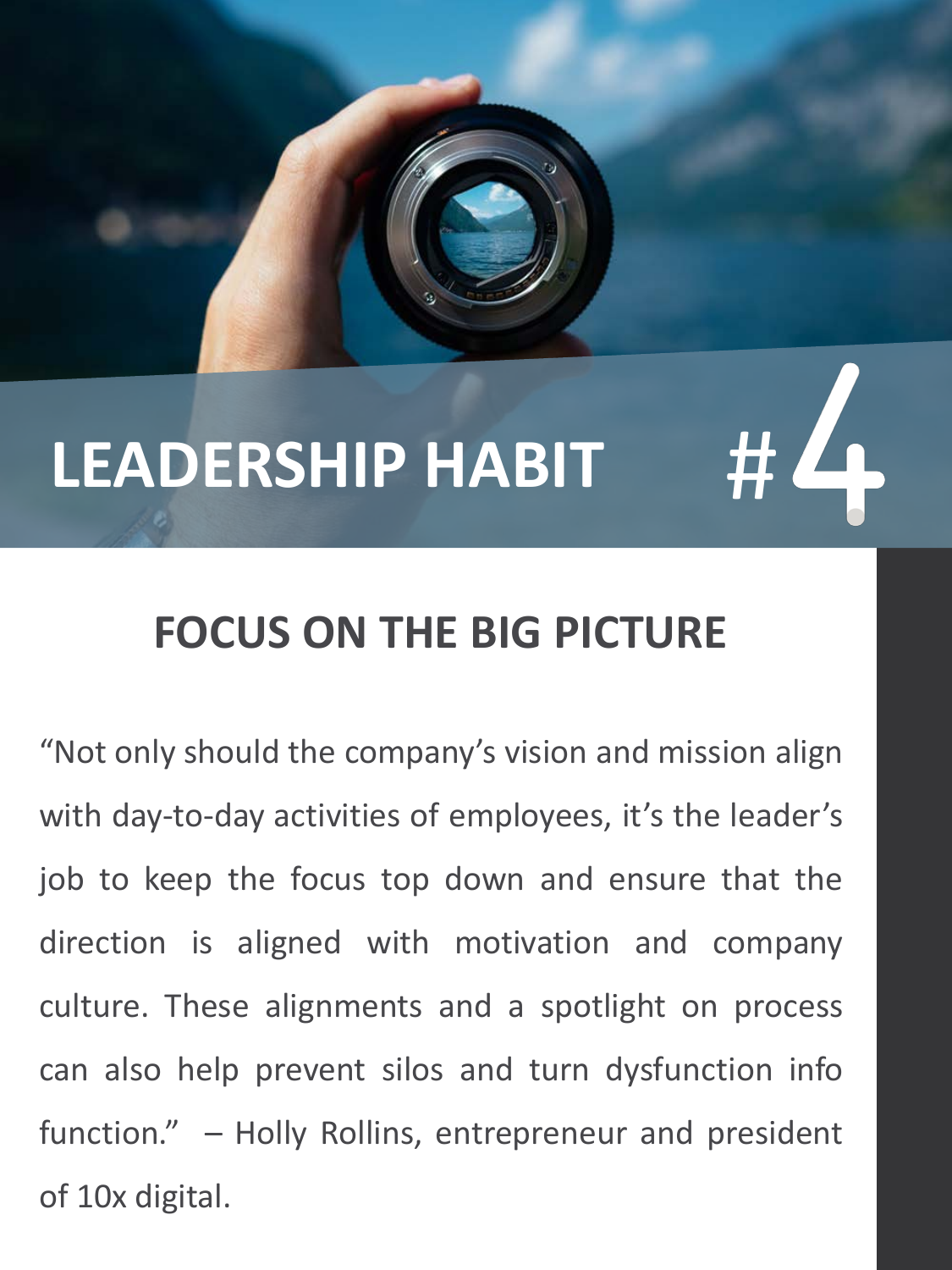# LEADERSHIP HABIT #4

## FOCUS ON THE BIG PICTURE

"Not only should the company's vision and mission align with day-to-day activities of employees, it's the leader's job to keep the focus top down and ensure that the direction is aligned with motivation and company culture. These alignments and a spotlight on process can also help prevent silos and turn dysfunction info function." – Holly Rollins, entrepreneur and president of 10x digital.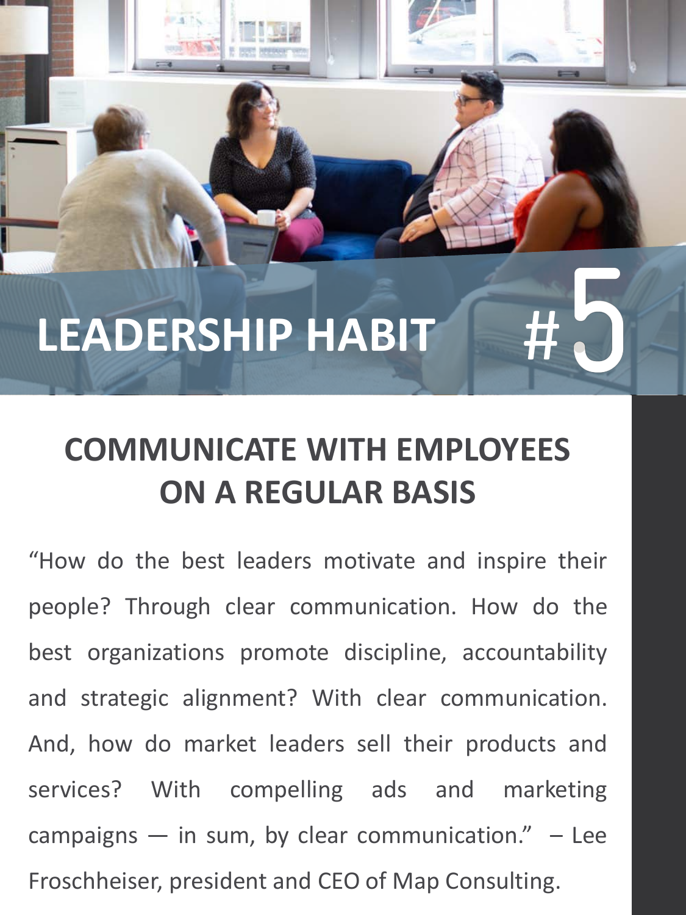# LEADERSHIP HABIT #5

## COMMUNICATE WITH EMPLOYEES ON A REGULAR BASIS

"How do the best leaders motivate and inspire their people? Through clear communication. How do the best organizations promote discipline, accountability and strategic alignment? With clear communication. And, how do market leaders sell their products and services? With compelling ads and marketing campaigns — in sum, by clear communication." – Lee Froschheiser, president and CEO of Map Consulting.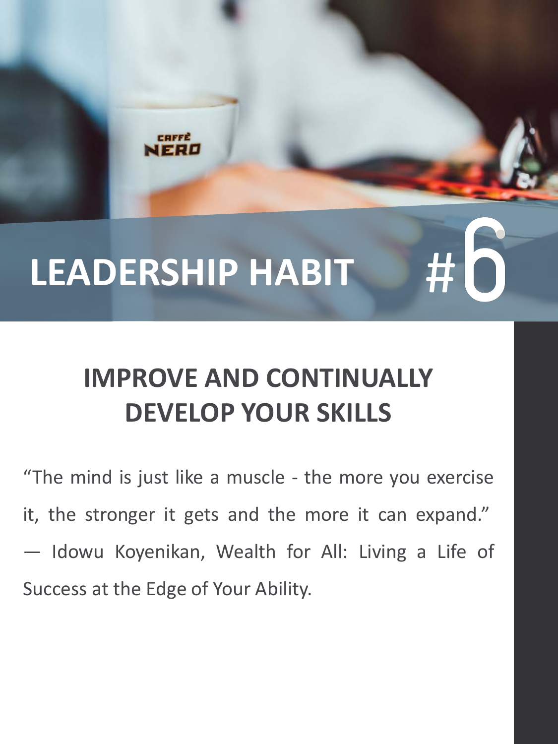# LEADERSHIP HABIT #6

## IMPROVE AND CONTINUALLY DEVELOP YOUR SKILLS

"The mind is just like a muscle - the more you exercise it, the stronger it gets and the more it can expand." — Idowu Koyenikan, Wealth for All: Living a Life of Success at the Edge of Your Ability.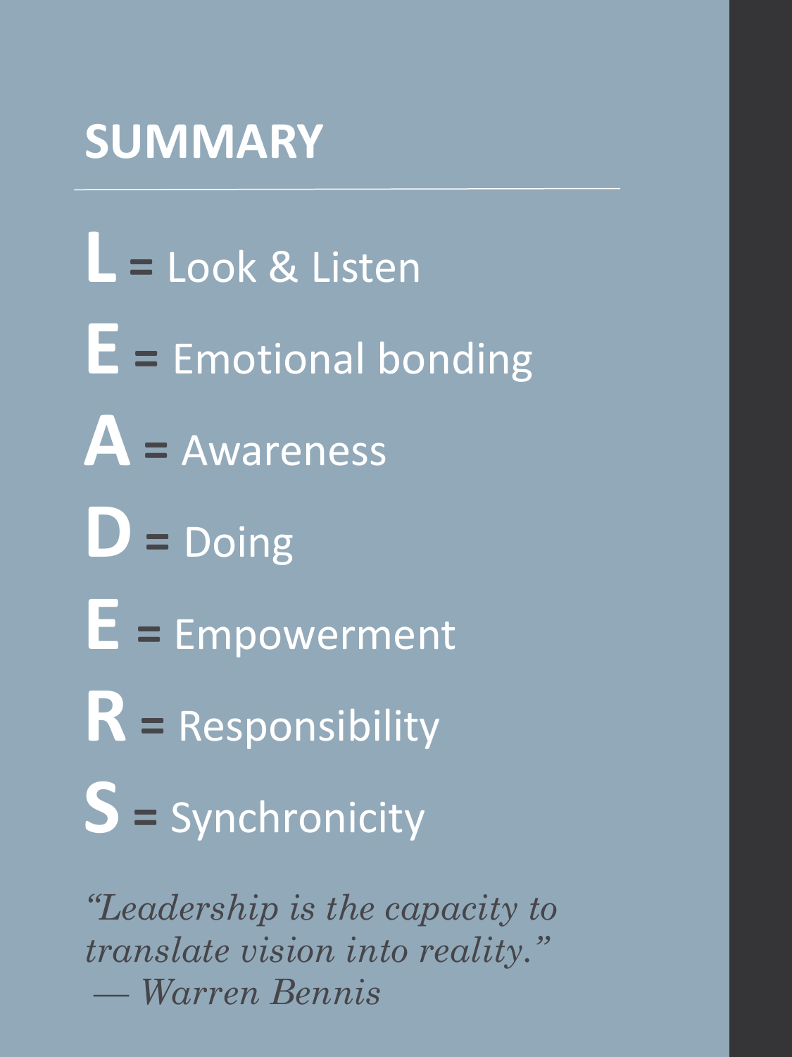## SUMMARY

**L** = Look & Listen

**E** = Emotional bonding

**A** = Awareness

**D** = Doing

**E** = Empowerment

**R** = Responsibility

**S** = Synchronicity

*"Leadership is the capacity to translate vision into reality."*
*— Warren Bennis*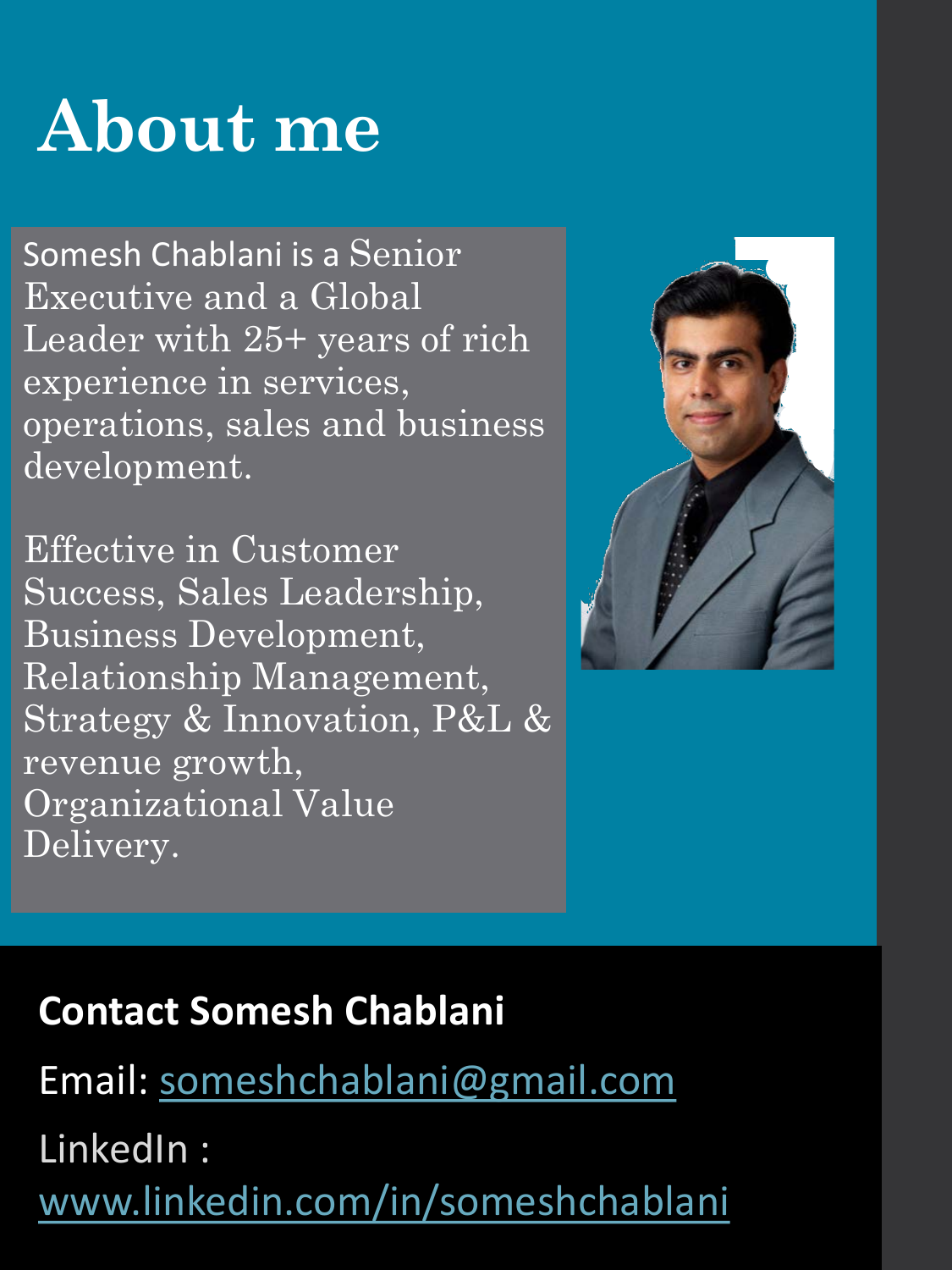# About me

Somesh Chablani is a Senior Executive and a Global Leader with 25+ years of rich experience in services, operations, sales and business development.

Effective in Customer Success, Sales Leadership, Business Development, Relationship Management, Strategy & Innovation, P&L & revenue growth, Organizational Value Delivery.

**Contact Somesh Chablani**

Email: someshchablani@gmail.com

LinkedIn : www.linkedin.com/in/someshchablani